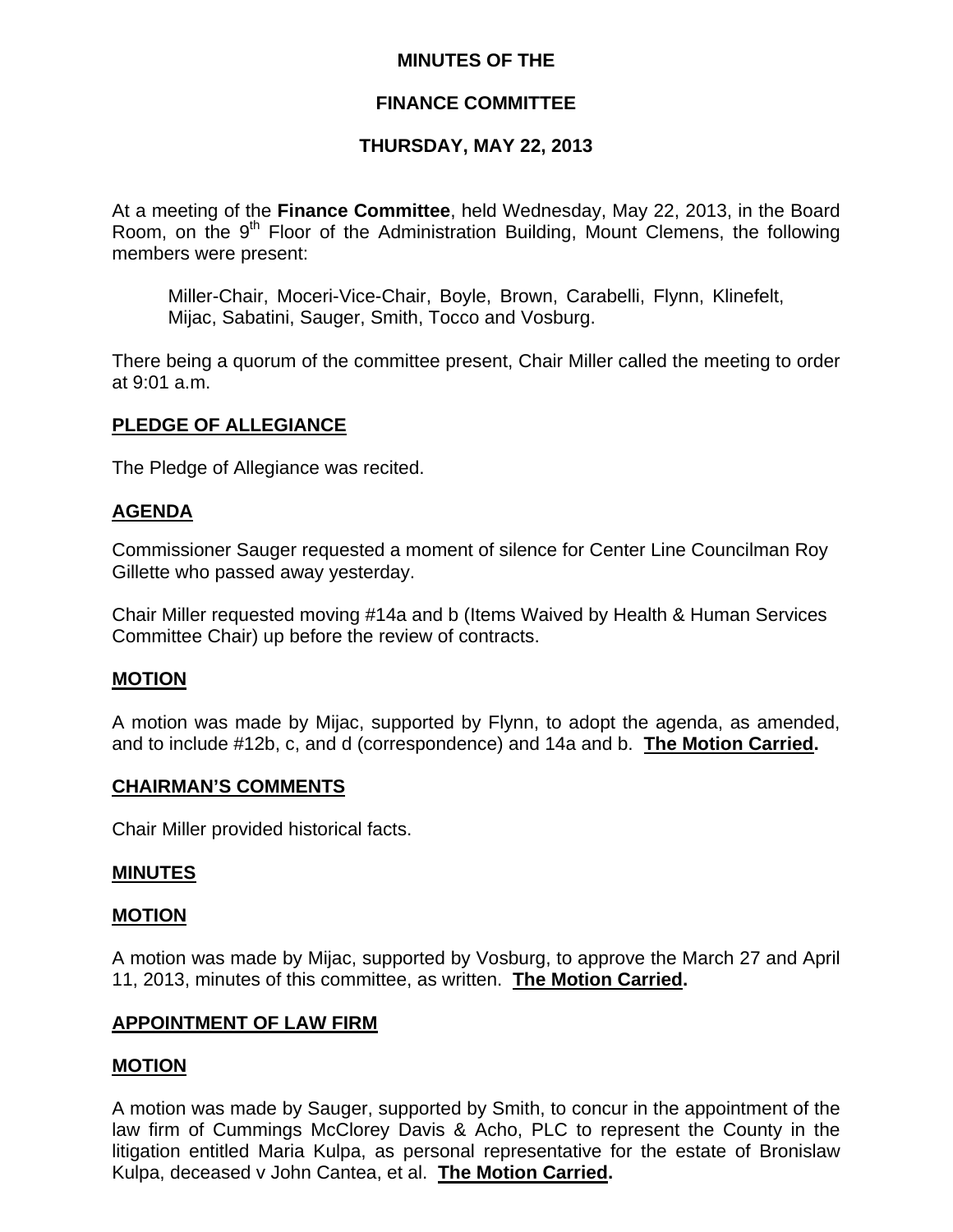**MINUTES OF THE**

**FINANCE COMMITTEE**

**THURSDAY, MAY 22, 2013**

At a meeting of the **Finance Committee**, held Wednesday, May 22, 2013, in the Board Room, on the 9th Floor of the Administration Building, Mount Clemens, the following members were present:

> Miller-Chair, Moceri-Vice-Chair, Boyle, Brown, Carabelli, Flynn, Klinefelt, Mijac, Sabatini, Sauger, Smith, Tocco and Vosburg.

There being a quorum of the committee present, Chair Miller called the meeting to order at 9:01 a.m.

**PLEDGE OF ALLEGIANCE**

The Pledge of Allegiance was recited.

**AGENDA**

Commissioner Sauger requested a moment of silence for Center Line Councilman Roy Gillette who passed away yesterday.

Chair Miller requested moving #14a and b (Items Waived by Health & Human Services Committee Chair) up before the review of contracts.

**MOTION**

A motion was made by Mijac, supported by Flynn, to adopt the agenda, as amended, and to include #12b, c, and d (correspondence) and 14a and b. **The Motion Carried.**

**CHAIRMAN'S COMMENTS**

Chair Miller provided historical facts.

**MINUTES**

**MOTION**

A motion was made by Mijac, supported by Vosburg, to approve the March 27 and April 11, 2013, minutes of this committee, as written. **The Motion Carried.**

**APPOINTMENT OF LAW FIRM**

**MOTION**

A motion was made by Sauger, supported by Smith, to concur in the appointment of the law firm of Cummings McClorey Davis & Acho, PLC to represent the County in the litigation entitled Maria Kulpa, as personal representative for the estate of Bronislaw Kulpa, deceased v John Cantea, et al. **The Motion Carried.**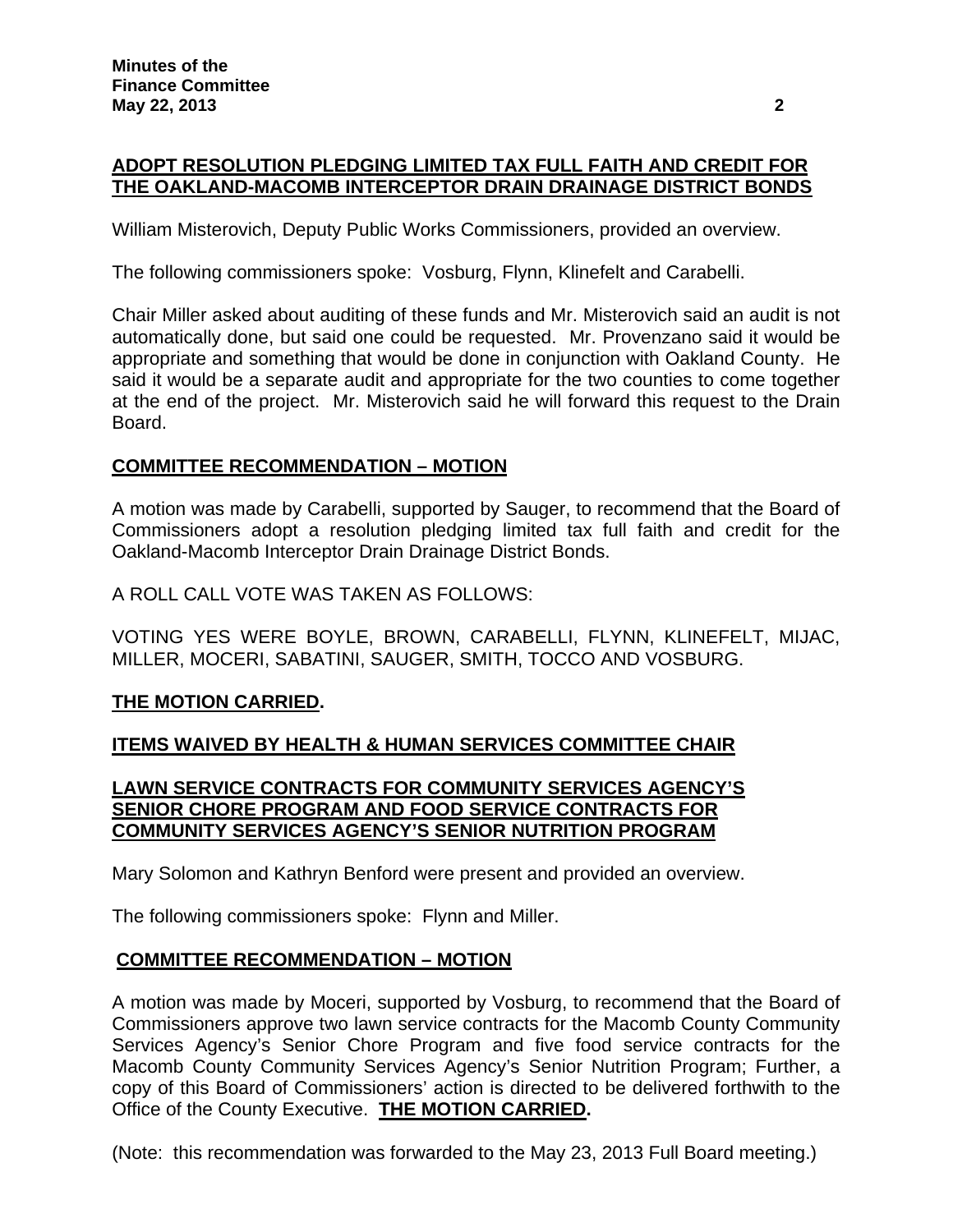## ADOPT RESOLUTION PLEDGING LIMITED TAX FULL FAITH AND CREDIT FOR THE OAKLAND-MACOMB INTERCEPTOR DRAIN DRAINAGE DISTRICT BONDS

William Misterovich, Deputy Public Works Commissioners, provided an overview.

The following commissioners spoke: Vosburg, Flynn, Klinefelt and Carabelli.

Chair Miller asked about auditing of these funds and Mr. Misterovich said an audit is not automatically done, but said one could be requested. Mr. Provenzano said it would be appropriate and something that would be done in conjunction with Oakland County. He said it would be a separate audit and appropriate for the two counties to come together at the end of the project. Mr. Misterovich said he will forward this request to the Drain Board.

## COMMITTEE RECOMMENDATION – MOTION

A motion was made by Carabelli, supported by Sauger, to recommend that the Board of Commissioners adopt a resolution pledging limited tax full faith and credit for the Oakland-Macomb Interceptor Drain Drainage District Bonds.

A ROLL CALL VOTE WAS TAKEN AS FOLLOWS:

VOTING YES WERE BOYLE, BROWN, CARABELLI, FLYNN, KLINEFELT, MIJAC, MILLER, MOCERI, SABATINI, SAUGER, SMITH, TOCCO AND VOSBURG.

**THE MOTION CARRIED.**

## ITEMS WAIVED BY HEALTH & HUMAN SERVICES COMMITTEE CHAIR

## LAWN SERVICE CONTRACTS FOR COMMUNITY SERVICES AGENCY'S SENIOR CHORE PROGRAM AND FOOD SERVICE CONTRACTS FOR COMMUNITY SERVICES AGENCY'S SENIOR NUTRITION PROGRAM

Mary Solomon and Kathryn Benford were present and provided an overview.

The following commissioners spoke: Flynn and Miller.

## COMMITTEE RECOMMENDATION – MOTION

A motion was made by Moceri, supported by Vosburg, to recommend that the Board of Commissioners approve two lawn service contracts for the Macomb County Community Services Agency's Senior Chore Program and five food service contracts for the Macomb County Community Services Agency's Senior Nutrition Program; Further, a copy of this Board of Commissioners' action is directed to be delivered forthwith to the Office of the County Executive. **THE MOTION CARRIED.**

(Note: this recommendation was forwarded to the May 23, 2013 Full Board meeting.)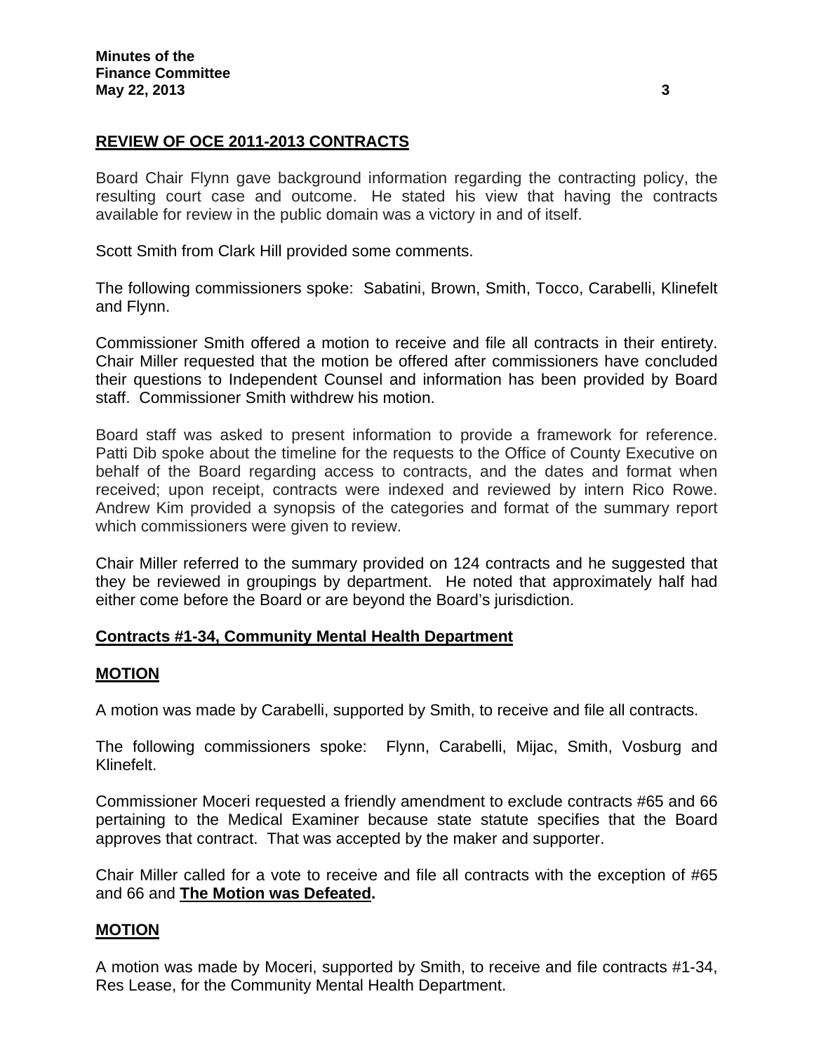## REVIEW OF OCE 2011-2013 CONTRACTS

Board Chair Flynn gave background information regarding the contracting policy, the resulting court case and outcome. He stated his view that having the contracts available for review in the public domain was a victory in and of itself.

Scott Smith from Clark Hill provided some comments.

The following commissioners spoke: Sabatini, Brown, Smith, Tocco, Carabelli, Klinefelt and Flynn.

Commissioner Smith offered a motion to receive and file all contracts in their entirety. Chair Miller requested that the motion be offered after commissioners have concluded their questions to Independent Counsel and information has been provided by Board staff. Commissioner Smith withdrew his motion.

Board staff was asked to present information to provide a framework for reference. Patti Dib spoke about the timeline for the requests to the Office of County Executive on behalf of the Board regarding access to contracts, and the dates and format when received; upon receipt, contracts were indexed and reviewed by intern Rico Rowe. Andrew Kim provided a synopsis of the categories and format of the summary report which commissioners were given to review.

Chair Miller referred to the summary provided on 124 contracts and he suggested that they be reviewed in groupings by department. He noted that approximately half had either come before the Board or are beyond the Board's jurisdiction.

### Contracts #1-34, Community Mental Health Department

### MOTION

A motion was made by Carabelli, supported by Smith, to receive and file all contracts.

The following commissioners spoke: Flynn, Carabelli, Mijac, Smith, Vosburg and Klinefelt.

Commissioner Moceri requested a friendly amendment to exclude contracts #65 and 66 pertaining to the Medical Examiner because state statute specifies that the Board approves that contract. That was accepted by the maker and supporter.

Chair Miller called for a vote to receive and file all contracts with the exception of #65 and 66 and **The Motion was Defeated.**

### MOTION

A motion was made by Moceri, supported by Smith, to receive and file contracts #1-34, Res Lease, for the Community Mental Health Department.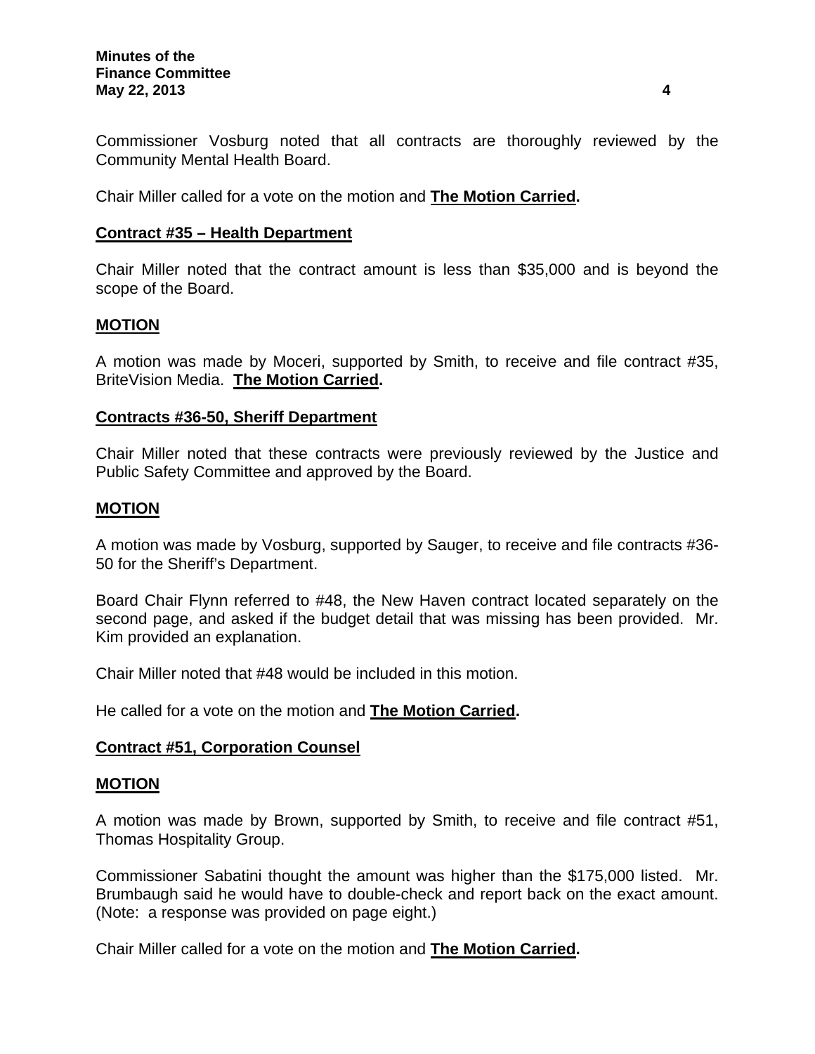Commissioner Vosburg noted that all contracts are thoroughly reviewed by the Community Mental Health Board.

Chair Miller called for a vote on the motion and **The Motion Carried.**

**Contract #35 – Health Department**

Chair Miller noted that the contract amount is less than $35,000 and is beyond the scope of the Board.

**MOTION**

A motion was made by Moceri, supported by Smith, to receive and file contract #35, BriteVision Media. **The Motion Carried.**

**Contracts #36-50, Sheriff Department**

Chair Miller noted that these contracts were previously reviewed by the Justice and Public Safety Committee and approved by the Board.

**MOTION**

A motion was made by Vosburg, supported by Sauger, to receive and file contracts #36-50 for the Sheriff's Department.

Board Chair Flynn referred to #48, the New Haven contract located separately on the second page, and asked if the budget detail that was missing has been provided. Mr. Kim provided an explanation.

Chair Miller noted that #48 would be included in this motion.

He called for a vote on the motion and **The Motion Carried.**

**Contract #51, Corporation Counsel**

**MOTION**

A motion was made by Brown, supported by Smith, to receive and file contract #51, Thomas Hospitality Group.

Commissioner Sabatini thought the amount was higher than the $175,000 listed. Mr. Brumbaugh said he would have to double-check and report back on the exact amount. (Note: a response was provided on page eight.)

Chair Miller called for a vote on the motion and **The Motion Carried.**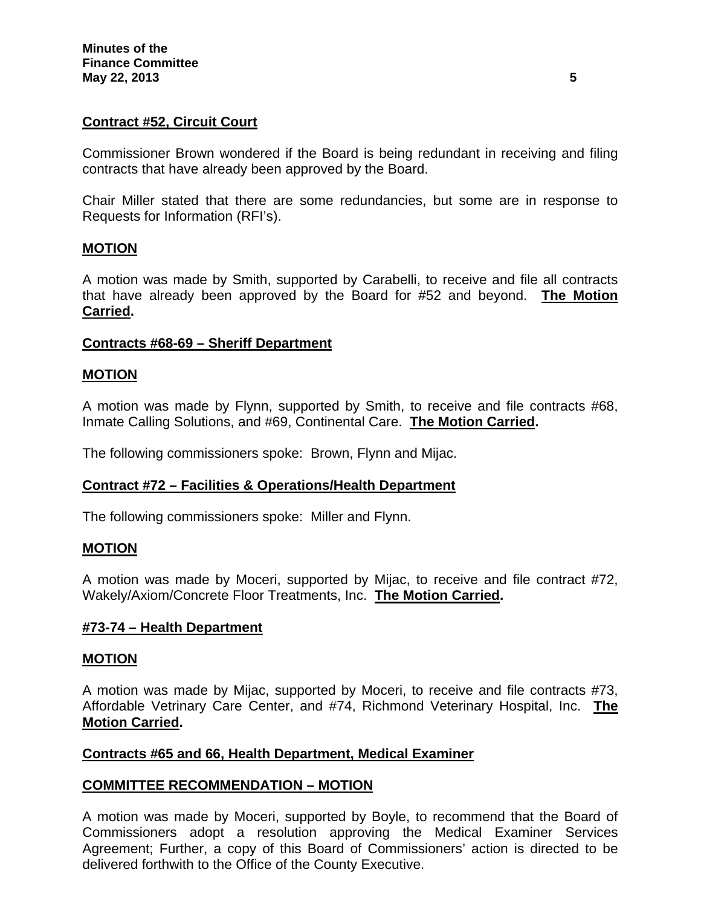**Contract #52, Circuit Court**

Commissioner Brown wondered if the Board is being redundant in receiving and filing contracts that have already been approved by the Board.

Chair Miller stated that there are some redundancies, but some are in response to Requests for Information (RFI's).

**MOTION**

A motion was made by Smith, supported by Carabelli, to receive and file all contracts that have already been approved by the Board for #52 and beyond. **The Motion Carried.**

**Contracts #68-69 – Sheriff Department**

**MOTION**

A motion was made by Flynn, supported by Smith, to receive and file contracts #68, Inmate Calling Solutions, and #69, Continental Care. **The Motion Carried.**

The following commissioners spoke: Brown, Flynn and Mijac.

**Contract #72 – Facilities & Operations/Health Department**

The following commissioners spoke: Miller and Flynn.

**MOTION**

A motion was made by Moceri, supported by Mijac, to receive and file contract #72, Wakely/Axiom/Concrete Floor Treatments, Inc. **The Motion Carried.**

**#73-74 – Health Department**

**MOTION**

A motion was made by Mijac, supported by Moceri, to receive and file contracts #73, Affordable Vetrinary Care Center, and #74, Richmond Veterinary Hospital, Inc. **The Motion Carried.**

**Contracts #65 and 66, Health Department, Medical Examiner**

**COMMITTEE RECOMMENDATION – MOTION**

A motion was made by Moceri, supported by Boyle, to recommend that the Board of Commissioners adopt a resolution approving the Medical Examiner Services Agreement; Further, a copy of this Board of Commissioners' action is directed to be delivered forthwith to the Office of the County Executive.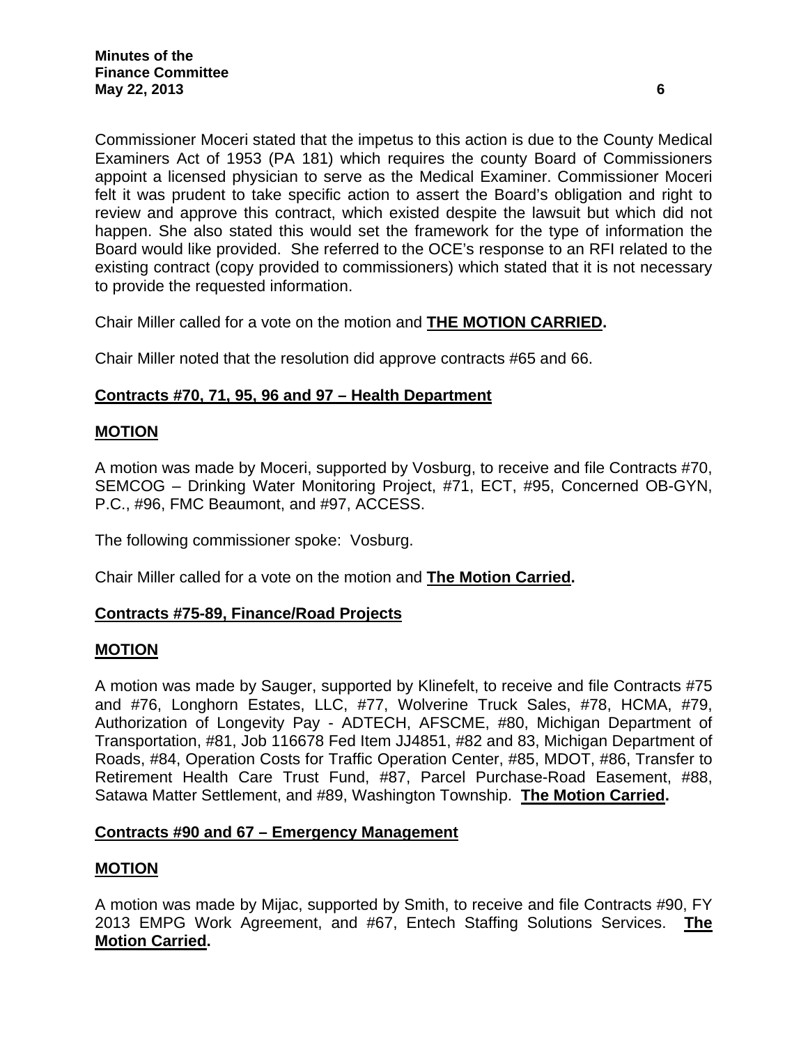Commissioner Moceri stated that the impetus to this action is due to the County Medical Examiners Act of 1953 (PA 181) which requires the county Board of Commissioners appoint a licensed physician to serve as the Medical Examiner. Commissioner Moceri felt it was prudent to take specific action to assert the Board's obligation and right to review and approve this contract, which existed despite the lawsuit but which did not happen. She also stated this would set the framework for the type of information the Board would like provided. She referred to the OCE's response to an RFI related to the existing contract (copy provided to commissioners) which stated that it is not necessary to provide the requested information.

Chair Miller called for a vote on the motion and **THE MOTION CARRIED.**

Chair Miller noted that the resolution did approve contracts #65 and 66.

**Contracts #70, 71, 95, 96 and 97 – Health Department**

**MOTION**

A motion was made by Moceri, supported by Vosburg, to receive and file Contracts #70, SEMCOG – Drinking Water Monitoring Project, #71, ECT, #95, Concerned OB-GYN, P.C., #96, FMC Beaumont, and #97, ACCESS.

The following commissioner spoke: Vosburg.

Chair Miller called for a vote on the motion and **The Motion Carried.**

**Contracts #75-89, Finance/Road Projects**

**MOTION**

A motion was made by Sauger, supported by Klinefelt, to receive and file Contracts #75 and #76, Longhorn Estates, LLC, #77, Wolverine Truck Sales, #78, HCMA, #79, Authorization of Longevity Pay - ADTECH, AFSCME, #80, Michigan Department of Transportation, #81, Job 116678 Fed Item JJ4851, #82 and 83, Michigan Department of Roads, #84, Operation Costs for Traffic Operation Center, #85, MDOT, #86, Transfer to Retirement Health Care Trust Fund, #87, Parcel Purchase-Road Easement, #88, Satawa Matter Settlement, and #89, Washington Township. **The Motion Carried.**

**Contracts #90 and 67 – Emergency Management**

**MOTION**

A motion was made by Mijac, supported by Smith, to receive and file Contracts #90, FY 2013 EMPG Work Agreement, and #67, Entech Staffing Solutions Services. **The Motion Carried.**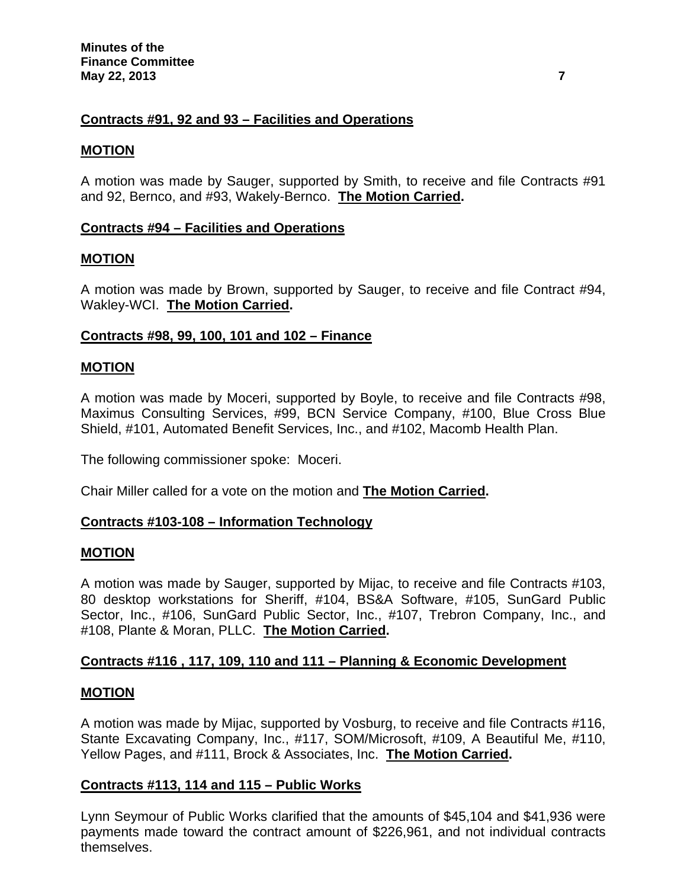**Contracts #91, 92 and 93 – Facilities and Operations**

**MOTION**

A motion was made by Sauger, supported by Smith, to receive and file Contracts #91 and 92, Bernco, and #93, Wakely-Bernco. **The Motion Carried.**

**Contracts #94 – Facilities and Operations**

**MOTION**

A motion was made by Brown, supported by Sauger, to receive and file Contract #94, Wakley-WCI. **The Motion Carried.**

**Contracts #98, 99, 100, 101 and 102 – Finance**

**MOTION**

A motion was made by Moceri, supported by Boyle, to receive and file Contracts #98, Maximus Consulting Services, #99, BCN Service Company, #100, Blue Cross Blue Shield, #101, Automated Benefit Services, Inc., and #102, Macomb Health Plan.

The following commissioner spoke: Moceri.

Chair Miller called for a vote on the motion and **The Motion Carried.**

**Contracts #103-108 – Information Technology**

**MOTION**

A motion was made by Sauger, supported by Mijac, to receive and file Contracts #103, 80 desktop workstations for Sheriff, #104, BS&A Software, #105, SunGard Public Sector, Inc., #106, SunGard Public Sector, Inc., #107, Trebron Company, Inc., and #108, Plante & Moran, PLLC. **The Motion Carried.**

**Contracts #116 , 117, 109, 110 and 111 – Planning & Economic Development**

**MOTION**

A motion was made by Mijac, supported by Vosburg, to receive and file Contracts #116, Stante Excavating Company, Inc., #117, SOM/Microsoft, #109, A Beautiful Me, #110, Yellow Pages, and #111, Brock & Associates, Inc. **The Motion Carried.**

**Contracts #113, 114 and 115 – Public Works**

Lynn Seymour of Public Works clarified that the amounts of $45,104 and $41,936 were payments made toward the contract amount of $226,961, and not individual contracts themselves.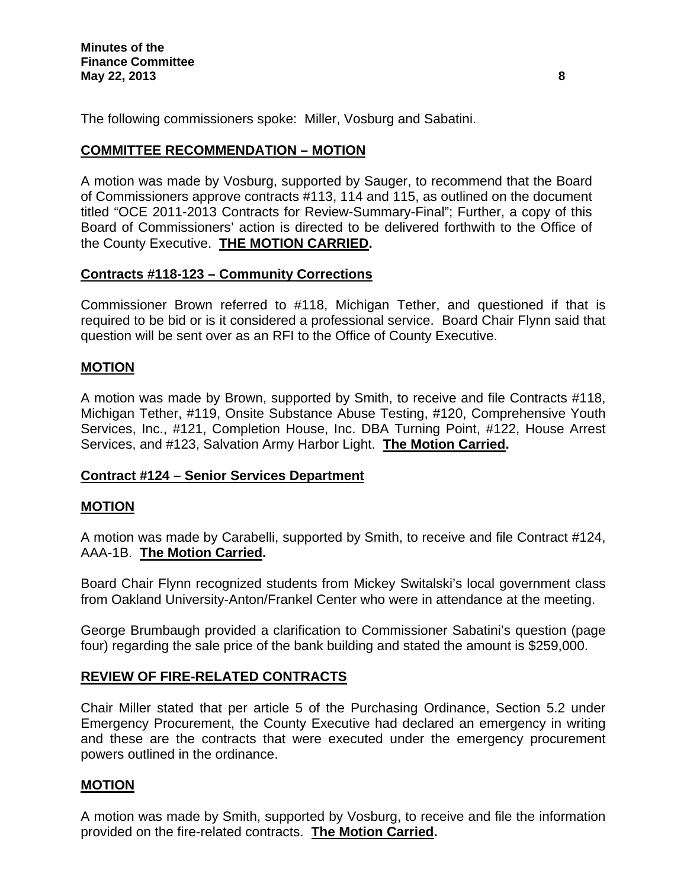The following commissioners spoke: Miller, Vosburg and Sabatini.

**COMMITTEE RECOMMENDATION – MOTION**

A motion was made by Vosburg, supported by Sauger, to recommend that the Board of Commissioners approve contracts #113, 114 and 115, as outlined on the document titled "OCE 2011-2013 Contracts for Review-Summary-Final"; Further, a copy of this Board of Commissioners' action is directed to be delivered forthwith to the Office of the County Executive. **THE MOTION CARRIED.**

**Contracts #118-123 – Community Corrections**

Commissioner Brown referred to #118, Michigan Tether, and questioned if that is required to be bid or is it considered a professional service. Board Chair Flynn said that question will be sent over as an RFI to the Office of County Executive.

**MOTION**

A motion was made by Brown, supported by Smith, to receive and file Contracts #118, Michigan Tether, #119, Onsite Substance Abuse Testing, #120, Comprehensive Youth Services, Inc., #121, Completion House, Inc. DBA Turning Point, #122, House Arrest Services, and #123, Salvation Army Harbor Light. **The Motion Carried.**

**Contract #124 – Senior Services Department**

**MOTION**

A motion was made by Carabelli, supported by Smith, to receive and file Contract #124, AAA-1B. **The Motion Carried.**

Board Chair Flynn recognized students from Mickey Switalski's local government class from Oakland University-Anton/Frankel Center who were in attendance at the meeting.

George Brumbaugh provided a clarification to Commissioner Sabatini's question (page four) regarding the sale price of the bank building and stated the amount is $259,000.

**REVIEW OF FIRE-RELATED CONTRACTS**

Chair Miller stated that per article 5 of the Purchasing Ordinance, Section 5.2 under Emergency Procurement, the County Executive had declared an emergency in writing and these are the contracts that were executed under the emergency procurement powers outlined in the ordinance.

**MOTION**

A motion was made by Smith, supported by Vosburg, to receive and file the information provided on the fire-related contracts. **The Motion Carried.**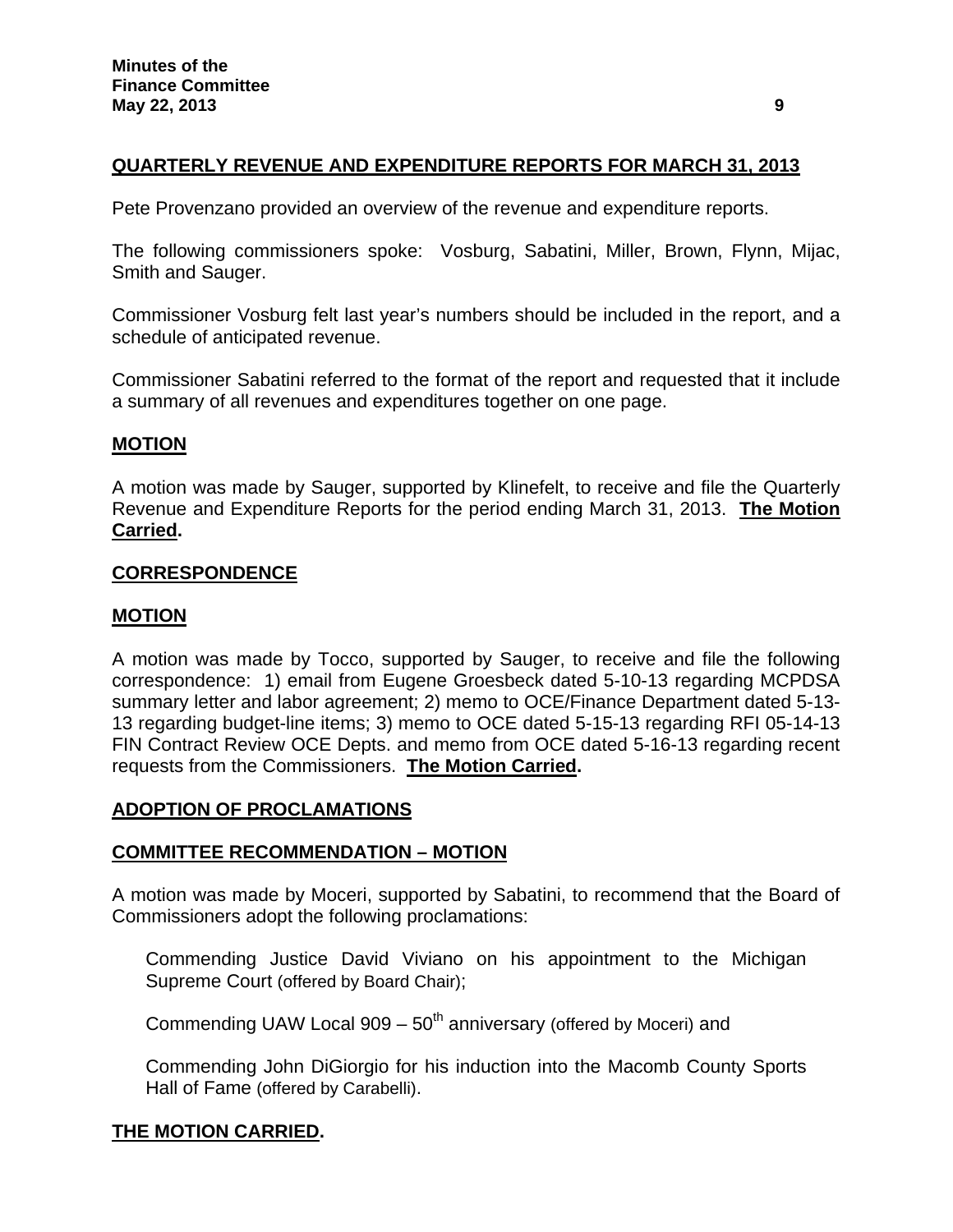## QUARTERLY REVENUE AND EXPENDITURE REPORTS FOR MARCH 31, 2013

Pete Provenzano provided an overview of the revenue and expenditure reports.

The following commissioners spoke: Vosburg, Sabatini, Miller, Brown, Flynn, Mijac, Smith and Sauger.

Commissioner Vosburg felt last year's numbers should be included in the report, and a schedule of anticipated revenue.

Commissioner Sabatini referred to the format of the report and requested that it include a summary of all revenues and expenditures together on one page.

## MOTION

A motion was made by Sauger, supported by Klinefelt, to receive and file the Quarterly Revenue and Expenditure Reports for the period ending March 31, 2013. **The Motion Carried.**

## CORRESPONDENCE

## MOTION

A motion was made by Tocco, supported by Sauger, to receive and file the following correspondence: 1) email from Eugene Groesbeck dated 5-10-13 regarding MCPDSA summary letter and labor agreement; 2) memo to OCE/Finance Department dated 5-13-13 regarding budget-line items; 3) memo to OCE dated 5-15-13 regarding RFI 05-14-13 FIN Contract Review OCE Depts. and memo from OCE dated 5-16-13 regarding recent requests from the Commissioners. **The Motion Carried.**

## ADOPTION OF PROCLAMATIONS

## COMMITTEE RECOMMENDATION – MOTION

A motion was made by Moceri, supported by Sabatini, to recommend that the Board of Commissioners adopt the following proclamations:

Commending Justice David Viviano on his appointment to the Michigan Supreme Court (offered by Board Chair);

Commending UAW Local 909 – 50th anniversary (offered by Moceri) and

Commending John DiGiorgio for his induction into the Macomb County Sports Hall of Fame (offered by Carabelli).

**THE MOTION CARRIED.**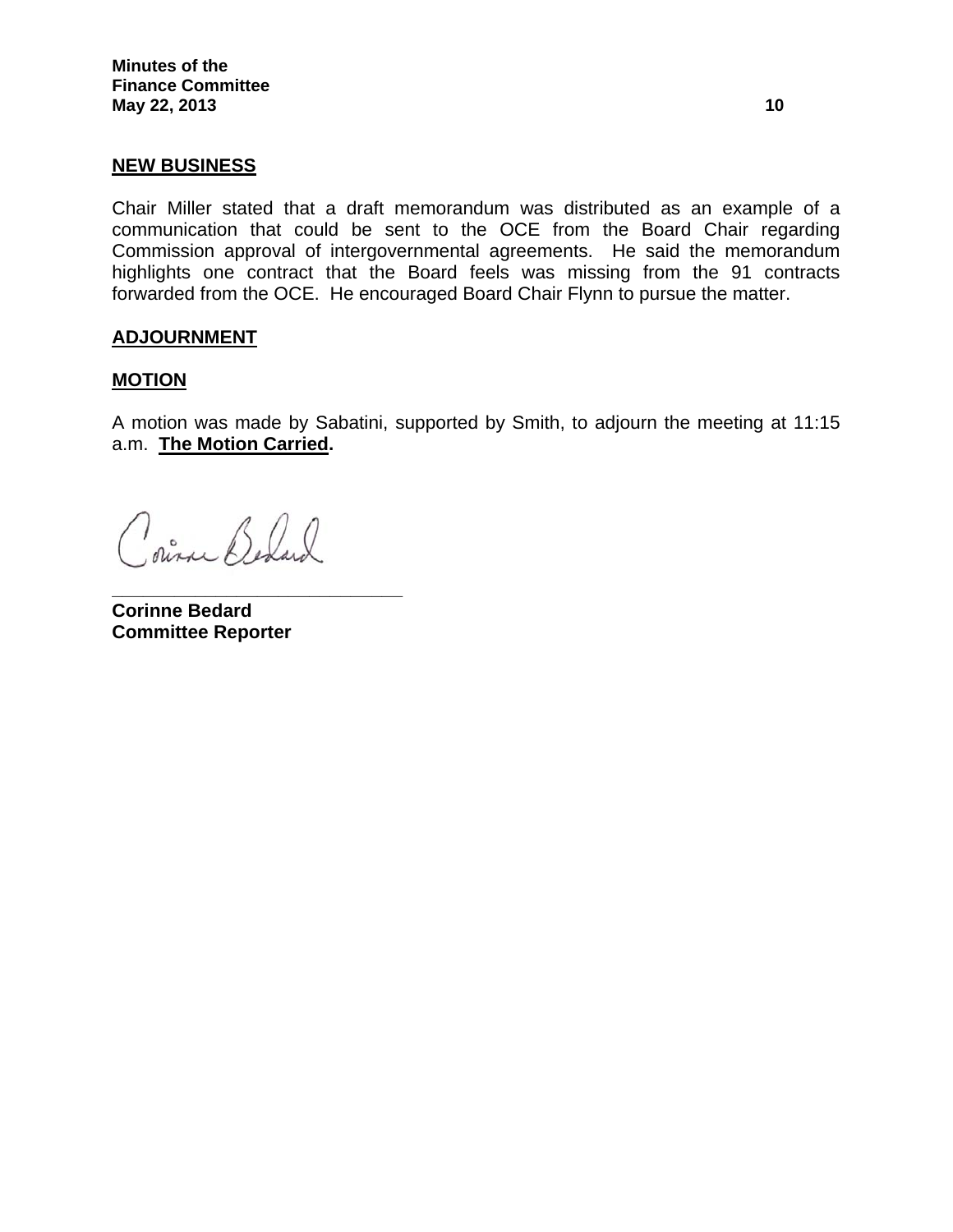**NEW BUSINESS**

Chair Miller stated that a draft memorandum was distributed as an example of a communication that could be sent to the OCE from the Board Chair regarding Commission approval of intergovernmental agreements. He said the memorandum highlights one contract that the Board feels was missing from the 91 contracts forwarded from the OCE. He encouraged Board Chair Flynn to pursue the matter.

**ADJOURNMENT**

**MOTION**

A motion was made by Sabatini, supported by Smith, to adjourn the meeting at 11:15 a.m. **The Motion Carried.**

Corinne Bedard

\_\_\_\_\_\_\_\_\_\_\_\_\_\_\_\_\_\_\_\_\_\_\_\_\_\_\_\_\_\_

**Corinne Bedard**
**Committee Reporter**